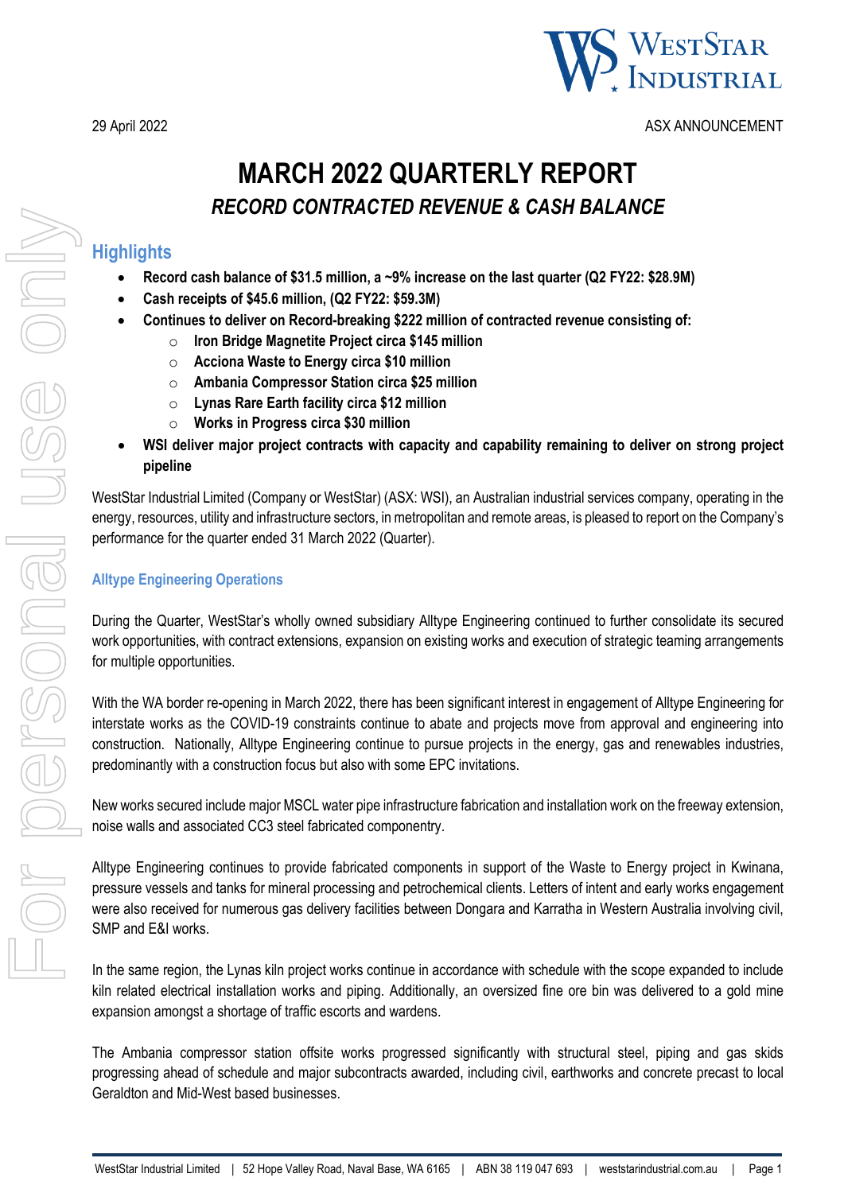29 April 2022

ASX ANNOUNCEMENT

# MARCH 2022 QUARTERLY REPORT

## *RECORD CONTRACTED REVENUE & CASH BALANCE*

## Highlights

- **Record cash balance of $31.5 million, a ~9% increase on the last quarter (Q2 FY22: $28.9M)**
- **Cash receipts of $45.6 million, (Q2 FY22: $59.3M)**
- **Continues to deliver on Record-breaking $222 million of contracted revenue consisting of:**
  - **Iron Bridge Magnetite Project circa $145 million**
  - **Acciona Waste to Energy circa $10 million**
  - **Ambania Compressor Station circa $25 million**
  - **Lynas Rare Earth facility circa $12 million**
  - **Works in Progress circa $30 million**
- **WSI deliver major project contracts with capacity and capability remaining to deliver on strong project pipeline**

WestStar Industrial Limited (Company or WestStar) (ASX: WSI), an Australian industrial services company, operating in the energy, resources, utility and infrastructure sectors, in metropolitan and remote areas, is pleased to report on the Company's performance for the quarter ended 31 March 2022 (Quarter).

### Alltype Engineering Operations

During the Quarter, WestStar's wholly owned subsidiary Alltype Engineering continued to further consolidate its secured work opportunities, with contract extensions, expansion on existing works and execution of strategic teaming arrangements for multiple opportunities.

With the WA border re-opening in March 2022, there has been significant interest in engagement of Alltype Engineering for interstate works as the COVID-19 constraints continue to abate and projects move from approval and engineering into construction. Nationally, Alltype Engineering continue to pursue projects in the energy, gas and renewables industries, predominantly with a construction focus but also with some EPC invitations.

New works secured include major MSCL water pipe infrastructure fabrication and installation work on the freeway extension, noise walls and associated CC3 steel fabricated componentry.

Alltype Engineering continues to provide fabricated components in support of the Waste to Energy project in Kwinana, pressure vessels and tanks for mineral processing and petrochemical clients. Letters of intent and early works engagement were also received for numerous gas delivery facilities between Dongara and Karratha in Western Australia involving civil, SMP and E&I works.

In the same region, the Lynas kiln project works continue in accordance with schedule with the scope expanded to include kiln related electrical installation works and piping. Additionally, an oversized fine ore bin was delivered to a gold mine expansion amongst a shortage of traffic escorts and wardens.

The Ambania compressor station offsite works progressed significantly with structural steel, piping and gas skids progressing ahead of schedule and major subcontracts awarded, including civil, earthworks and concrete precast to local Geraldton and Mid-West based businesses.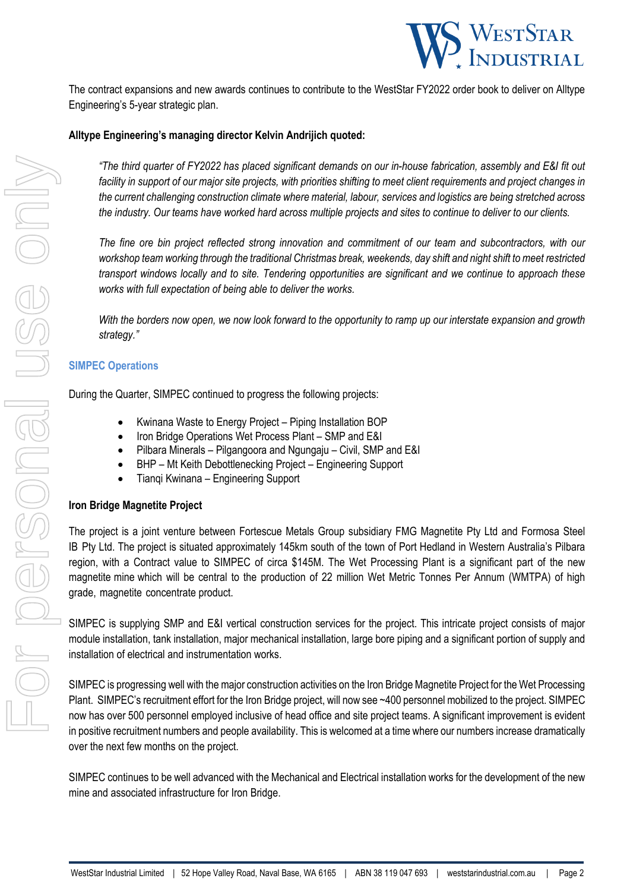The contract expansions and new awards continues to contribute to the WestStar FY2022 order book to deliver on Alltype Engineering's 5-year strategic plan.

**Alltype Engineering's managing director Kelvin Andrijich quoted:**

> *"The third quarter of FY2022 has placed significant demands on our in-house fabrication, assembly and E&I fit out facility in support of our major site projects, with priorities shifting to meet client requirements and project changes in the current challenging construction climate where material, labour, services and logistics are being stretched across the industry. Our teams have worked hard across multiple projects and sites to continue to deliver to our clients.*
>
> *The fine ore bin project reflected strong innovation and commitment of our team and subcontractors, with our workshop team working through the traditional Christmas break, weekends, day shift and night shift to meet restricted transport windows locally and to site. Tendering opportunities are significant and we continue to approach these works with full expectation of being able to deliver the works.*
>
> *With the borders now open, we now look forward to the opportunity to ramp up our interstate expansion and growth strategy."*

## SIMPEC Operations

During the Quarter, SIMPEC continued to progress the following projects:

- Kwinana Waste to Energy Project – Piping Installation BOP
- Iron Bridge Operations Wet Process Plant – SMP and E&I
- Pilbara Minerals – Pilgangoora and Ngungaju – Civil, SMP and E&I
- BHP – Mt Keith Debottlenecking Project – Engineering Support
- Tianqi Kwinana – Engineering Support

**Iron Bridge Magnetite Project**

The project is a joint venture between Fortescue Metals Group subsidiary FMG Magnetite Pty Ltd and Formosa Steel IB Pty Ltd. The project is situated approximately 145km south of the town of Port Hedland in Western Australia's Pilbara region, with a Contract value to SIMPEC of circa $145M. The Wet Processing Plant is a significant part of the new magnetite mine which will be central to the production of 22 million Wet Metric Tonnes Per Annum (WMTPA) of high grade, magnetite concentrate product.

SIMPEC is supplying SMP and E&I vertical construction services for the project. This intricate project consists of major module installation, tank installation, major mechanical installation, large bore piping and a significant portion of supply and installation of electrical and instrumentation works.

SIMPEC is progressing well with the major construction activities on the Iron Bridge Magnetite Project for the Wet Processing Plant. SIMPEC's recruitment effort for the Iron Bridge project, will now see ~400 personnel mobilized to the project. SIMPEC now has over 500 personnel employed inclusive of head office and site project teams. A significant improvement is evident in positive recruitment numbers and people availability. This is welcomed at a time where our numbers increase dramatically over the next few months on the project.

SIMPEC continues to be well advanced with the Mechanical and Electrical installation works for the development of the new mine and associated infrastructure for Iron Bridge.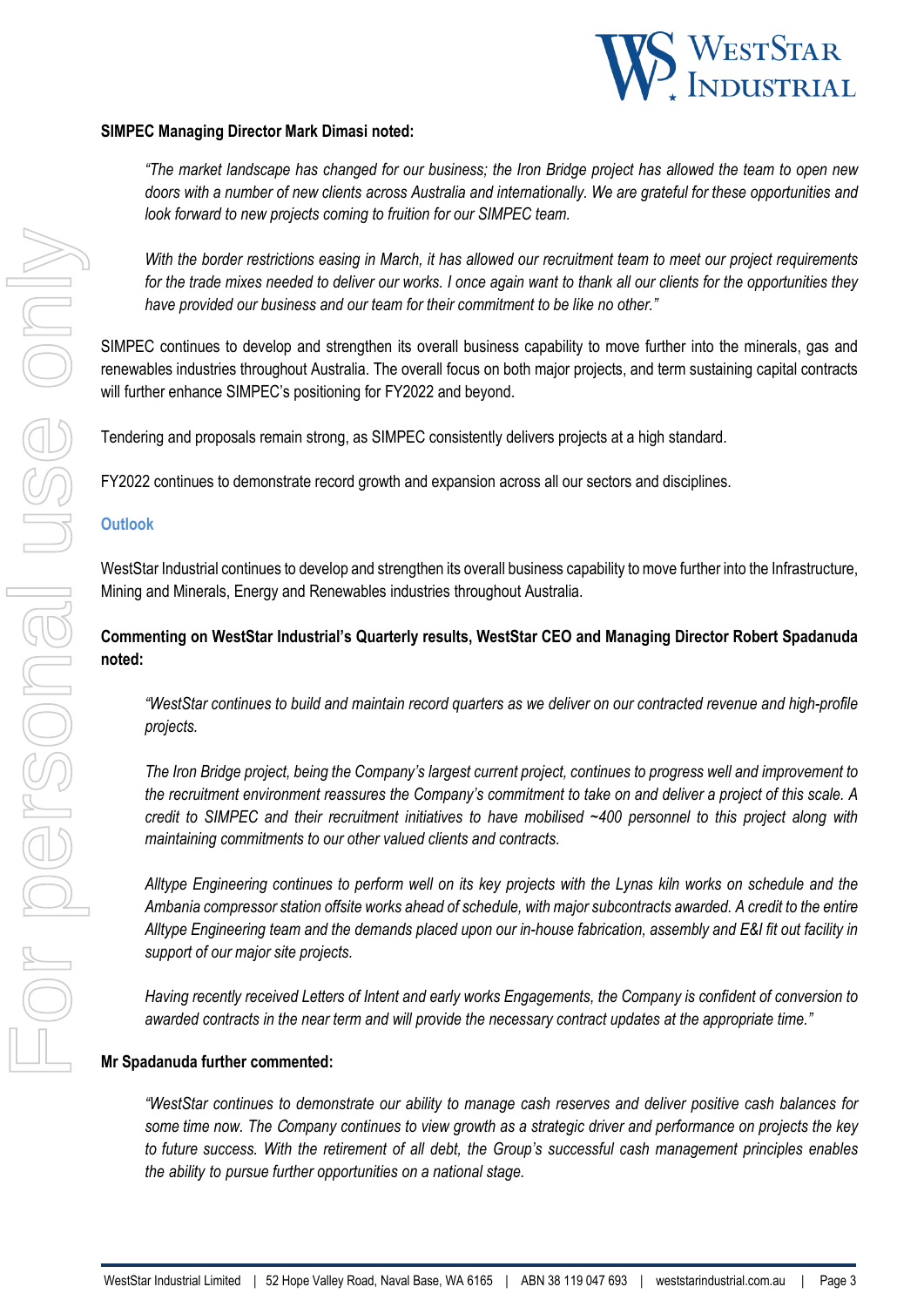**SIMPEC Managing Director Mark Dimasi noted:**

> *"The market landscape has changed for our business; the Iron Bridge project has allowed the team to open new doors with a number of new clients across Australia and internationally. We are grateful for these opportunities and look forward to new projects coming to fruition for our SIMPEC team.*
>
> *With the border restrictions easing in March, it has allowed our recruitment team to meet our project requirements for the trade mixes needed to deliver our works. I once again want to thank all our clients for the opportunities they have provided our business and our team for their commitment to be like no other."*

SIMPEC continues to develop and strengthen its overall business capability to move further into the minerals, gas and renewables industries throughout Australia. The overall focus on both major projects, and term sustaining capital contracts will further enhance SIMPEC's positioning for FY2022 and beyond.

Tendering and proposals remain strong, as SIMPEC consistently delivers projects at a high standard.

FY2022 continues to demonstrate record growth and expansion across all our sectors and disciplines.

## Outlook

WestStar Industrial continues to develop and strengthen its overall business capability to move further into the Infrastructure, Mining and Minerals, Energy and Renewables industries throughout Australia.

**Commenting on WestStar Industrial's Quarterly results, WestStar CEO and Managing Director Robert Spadanuda noted:**

> *"WestStar continues to build and maintain record quarters as we deliver on our contracted revenue and high-profile projects.*
>
> *The Iron Bridge project, being the Company's largest current project, continues to progress well and improvement to the recruitment environment reassures the Company's commitment to take on and deliver a project of this scale. A credit to SIMPEC and their recruitment initiatives to have mobilised ~400 personnel to this project along with maintaining commitments to our other valued clients and contracts.*
>
> *Alltype Engineering continues to perform well on its key projects with the Lynas kiln works on schedule and the Ambania compressor station offsite works ahead of schedule, with major subcontracts awarded. A credit to the entire Alltype Engineering team and the demands placed upon our in-house fabrication, assembly and E&I fit out facility in support of our major site projects.*
>
> *Having recently received Letters of Intent and early works Engagements, the Company is confident of conversion to awarded contracts in the near term and will provide the necessary contract updates at the appropriate time."*

**Mr Spadanuda further commented:**

> *"WestStar continues to demonstrate our ability to manage cash reserves and deliver positive cash balances for some time now. The Company continues to view growth as a strategic driver and performance on projects the key to future success. With the retirement of all debt, the Group's successful cash management principles enables the ability to pursue further opportunities on a national stage.*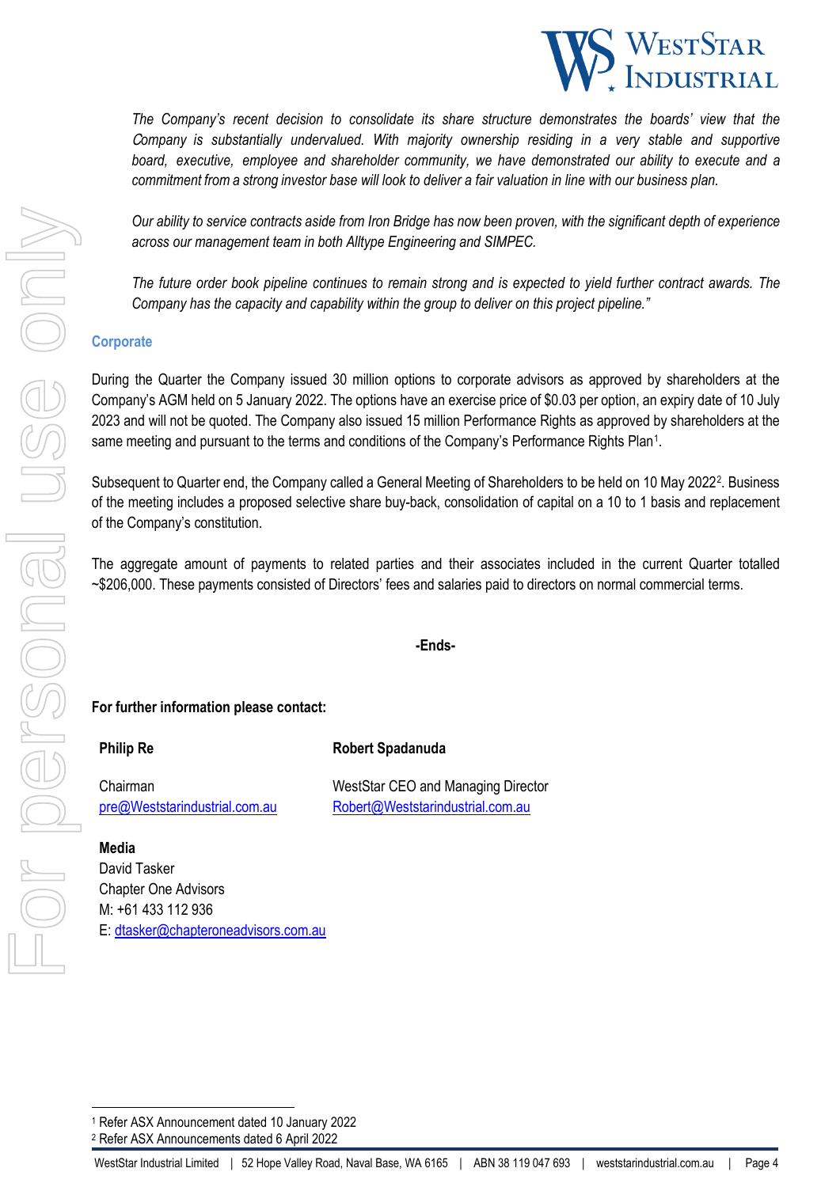*The Company's recent decision to consolidate its share structure demonstrates the boards' view that the Company is substantially undervalued. With majority ownership residing in a very stable and supportive board, executive, employee and shareholder community, we have demonstrated our ability to execute and a commitment from a strong investor base will look to deliver a fair valuation in line with our business plan.*

*Our ability to service contracts aside from Iron Bridge has now been proven, with the significant depth of experience across our management team in both Alltype Engineering and SIMPEC.*

*The future order book pipeline continues to remain strong and is expected to yield further contract awards. The Company has the capacity and capability within the group to deliver on this project pipeline."*

## Corporate

During the Quarter the Company issued 30 million options to corporate advisors as approved by shareholders at the Company's AGM held on 5 January 2022. The options have an exercise price of $0.03 per option, an expiry date of 10 July 2023 and will not be quoted. The Company also issued 15 million Performance Rights as approved by shareholders at the same meeting and pursuant to the terms and conditions of the Company's Performance Rights Plan[1].

Subsequent to Quarter end, the Company called a General Meeting of Shareholders to be held on 10 May 2022[2]. Business of the meeting includes a proposed selective share buy-back, consolidation of capital on a 10 to 1 basis and replacement of the Company's constitution.

The aggregate amount of payments to related parties and their associates included in the current Quarter totalled ~$206,000. These payments consisted of Directors' fees and salaries paid to directors on normal commercial terms.

**-Ends-**

**For further information please contact:**

**Philip Re**

Chairman
pre@Weststarindustrial.com.au

**Robert Spadanuda**

WestStar CEO and Managing Director
Robert@Weststarindustrial.com.au

**Media**
David Tasker
Chapter One Advisors
M: +61 433 112 936
E: dtasker@chapteroneadvisors.com.au

---

[1] Refer ASX Announcement dated 10 January 2022
[2] Refer ASX Announcements dated 6 April 2022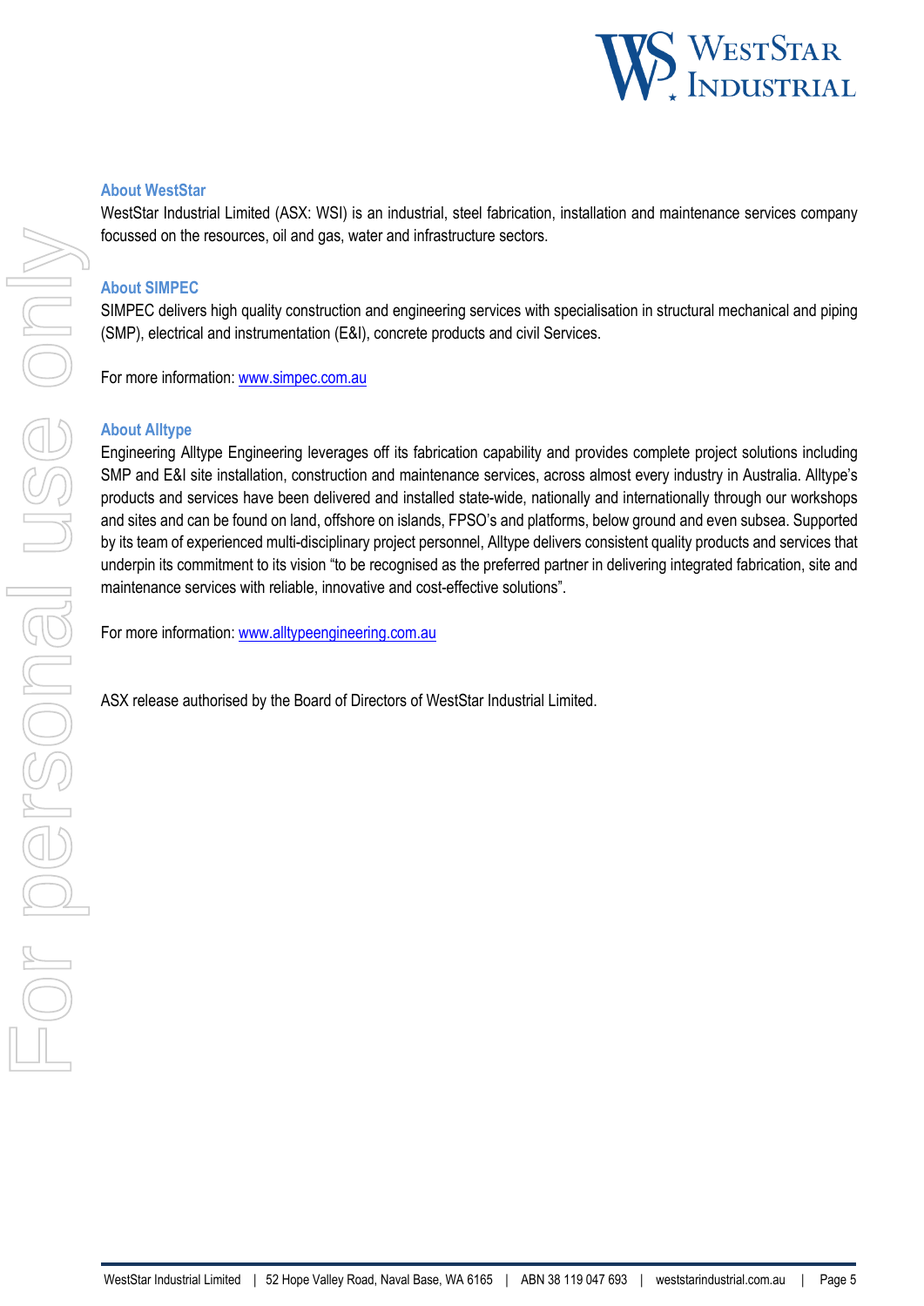### About WestStar

WestStar Industrial Limited (ASX: WSI) is an industrial, steel fabrication, installation and maintenance services company focussed on the resources, oil and gas, water and infrastructure sectors.

### About SIMPEC

SIMPEC delivers high quality construction and engineering services with specialisation in structural mechanical and piping (SMP), electrical and instrumentation (E&I), concrete products and civil Services.

For more information: [www.simpec.com.au](http://www.simpec.com.au)

### About Alltype

Engineering Alltype Engineering leverages off its fabrication capability and provides complete project solutions including SMP and E&I site installation, construction and maintenance services, across almost every industry in Australia. Alltype's products and services have been delivered and installed state-wide, nationally and internationally through our workshops and sites and can be found on land, offshore on islands, FPSO's and platforms, below ground and even subsea. Supported by its team of experienced multi-disciplinary project personnel, Alltype delivers consistent quality products and services that underpin its commitment to its vision "to be recognised as the preferred partner in delivering integrated fabrication, site and maintenance services with reliable, innovative and cost-effective solutions".

For more information: [www.alltypeengineering.com.au](http://www.alltypeengineering.com.au)

ASX release authorised by the Board of Directors of WestStar Industrial Limited.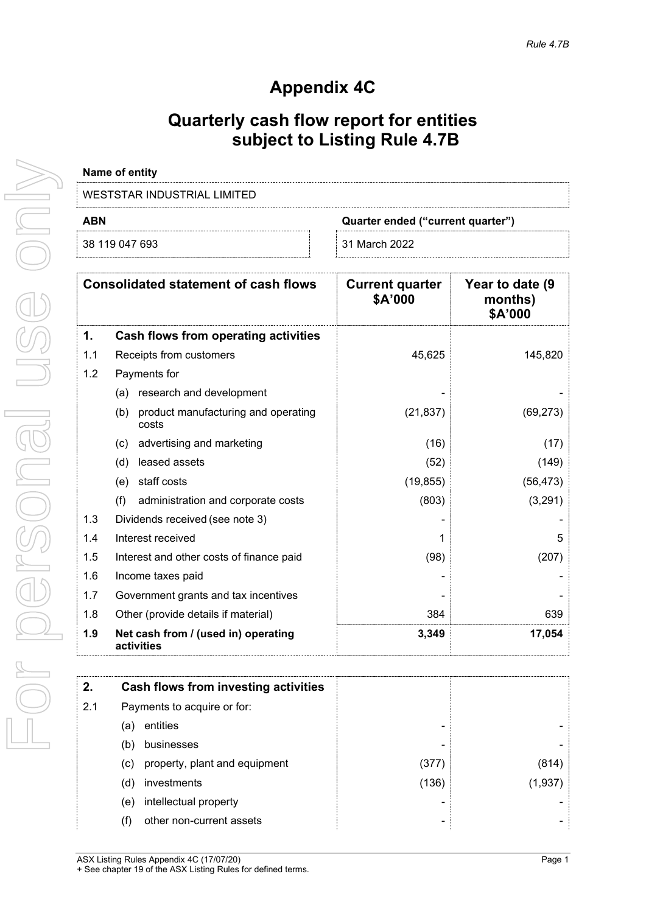# Appendix 4C

# Quarterly cash flow report for entities subject to Listing Rule 4.7B

**Name of entity**

WESTSTAR INDUSTRIAL LIMITED

| ABN | Quarter ended ("current quarter") |
|---|---|
| 38 119 047 693 | 31 March 2022 |

| | Consolidated statement of cash flows | Current quarter $A'000 | Year to date (9 months) $A'000 |
|---|---|---|---|
| **1.** | **Cash flows from operating activities** | | |
| 1.1 | Receipts from customers | 45,625 | 145,820 |
| 1.2 | Payments for | | |
| | (a) research and development | - | - |
| | (b) product manufacturing and operating costs | (21,837) | (69,273) |
| | (c) advertising and marketing | (16) | (17) |
| | (d) leased assets | (52) | (149) |
| | (e) staff costs | (19,855) | (56,473) |
| | (f) administration and corporate costs | (803) | (3,291) |
| 1.3 | Dividends received (see note 3) | - | - |
| 1.4 | Interest received | 1 | 5 |
| 1.5 | Interest and other costs of finance paid | (98) | (207) |
| 1.6 | Income taxes paid | - | - |
| 1.7 | Government grants and tax incentives | - | - |
| 1.8 | Other (provide details if material) | 384 | 639 |
| **1.9** | **Net cash from / (used in) operating activities** | **3,349** | **17,054** |

| | | | |
|---|---|---|---|
| **2.** | **Cash flows from investing activities** | | |
| 2.1 | Payments to acquire or for: | | |
| | (a) entities | - | - |
| | (b) businesses | - | - |
| | (c) property, plant and equipment | (377) | (814) |
| | (d) investments | (136) | (1,937) |
| | (e) intellectual property | - | - |
| | (f) other non-current assets | - | - |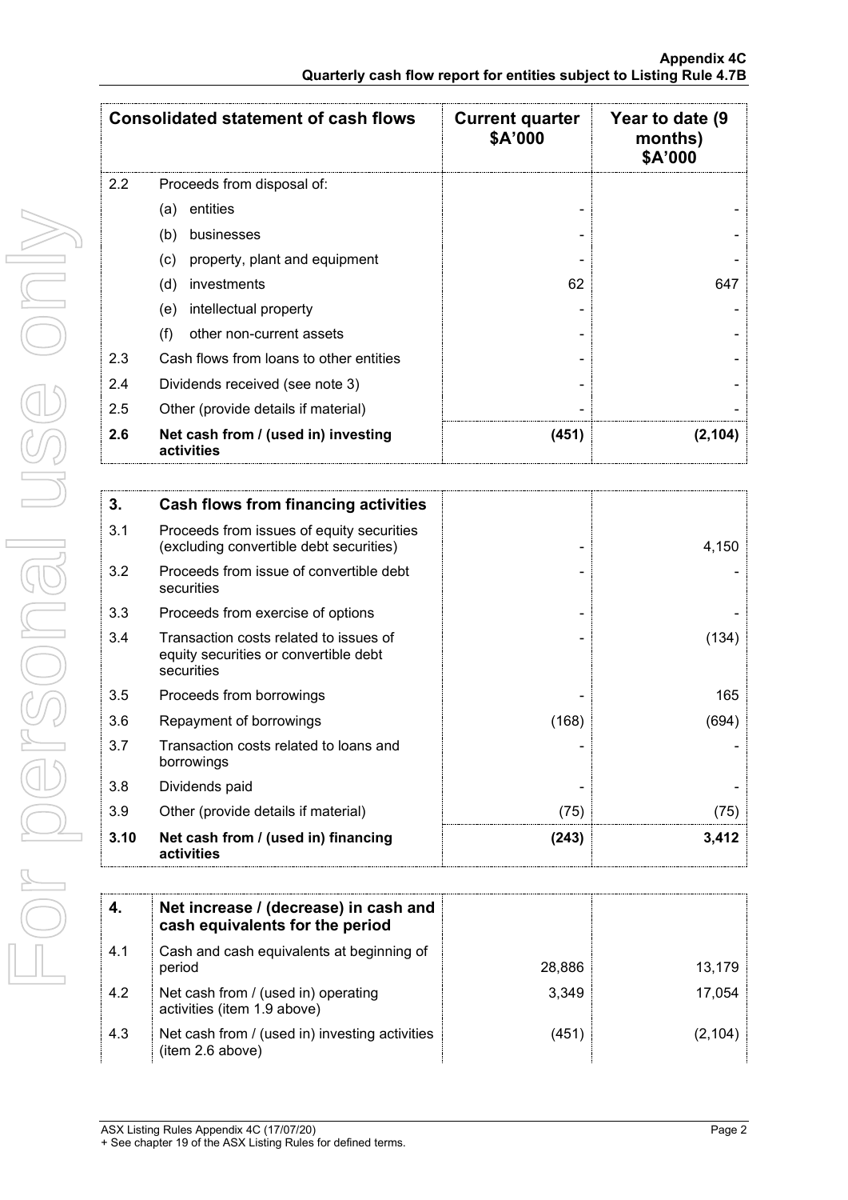| Consolidated statement of cash flows | | Current quarter $A'000 | Year to date (9 months) $A'000 |
|---|---|---|---|
| 2.2 | Proceeds from disposal of: | | |
| | (a) entities | - | - |
| | (b) businesses | - | - |
| | (c) property, plant and equipment | - | - |
| | (d) investments | 62 | 647 |
| | (e) intellectual property | - | - |
| | (f) other non-current assets | - | - |
| 2.3 | Cash flows from loans to other entities | - | - |
| 2.4 | Dividends received (see note 3) | - | - |
| 2.5 | Other (provide details if material) | - | - |
| **2.6** | **Net cash from / (used in) investing activities** | **(451)** | **(2,104)** |

| **3.** | **Cash flows from financing activities** | | |
|---|---|---|---|
| 3.1 | Proceeds from issues of equity securities (excluding convertible debt securities) | - | 4,150 |
| 3.2 | Proceeds from issue of convertible debt securities | - | - |
| 3.3 | Proceeds from exercise of options | - | - |
| 3.4 | Transaction costs related to issues of equity securities or convertible debt securities | - | (134) |
| 3.5 | Proceeds from borrowings | - | 165 |
| 3.6 | Repayment of borrowings | (168) | (694) |
| 3.7 | Transaction costs related to loans and borrowings | - | - |
| 3.8 | Dividends paid | - | - |
| 3.9 | Other (provide details if material) | (75) | (75) |
| **3.10** | **Net cash from / (used in) financing activities** | **(243)** | **3,412** |

| **4.** | **Net increase / (decrease) in cash and cash equivalents for the period** | | |
|---|---|---|---|
| 4.1 | Cash and cash equivalents at beginning of period | 28,886 | 13,179 |
| 4.2 | Net cash from / (used in) operating activities (item 1.9 above) | 3,349 | 17,054 |
| 4.3 | Net cash from / (used in) investing activities (item 2.6 above) | (451) | (2,104) |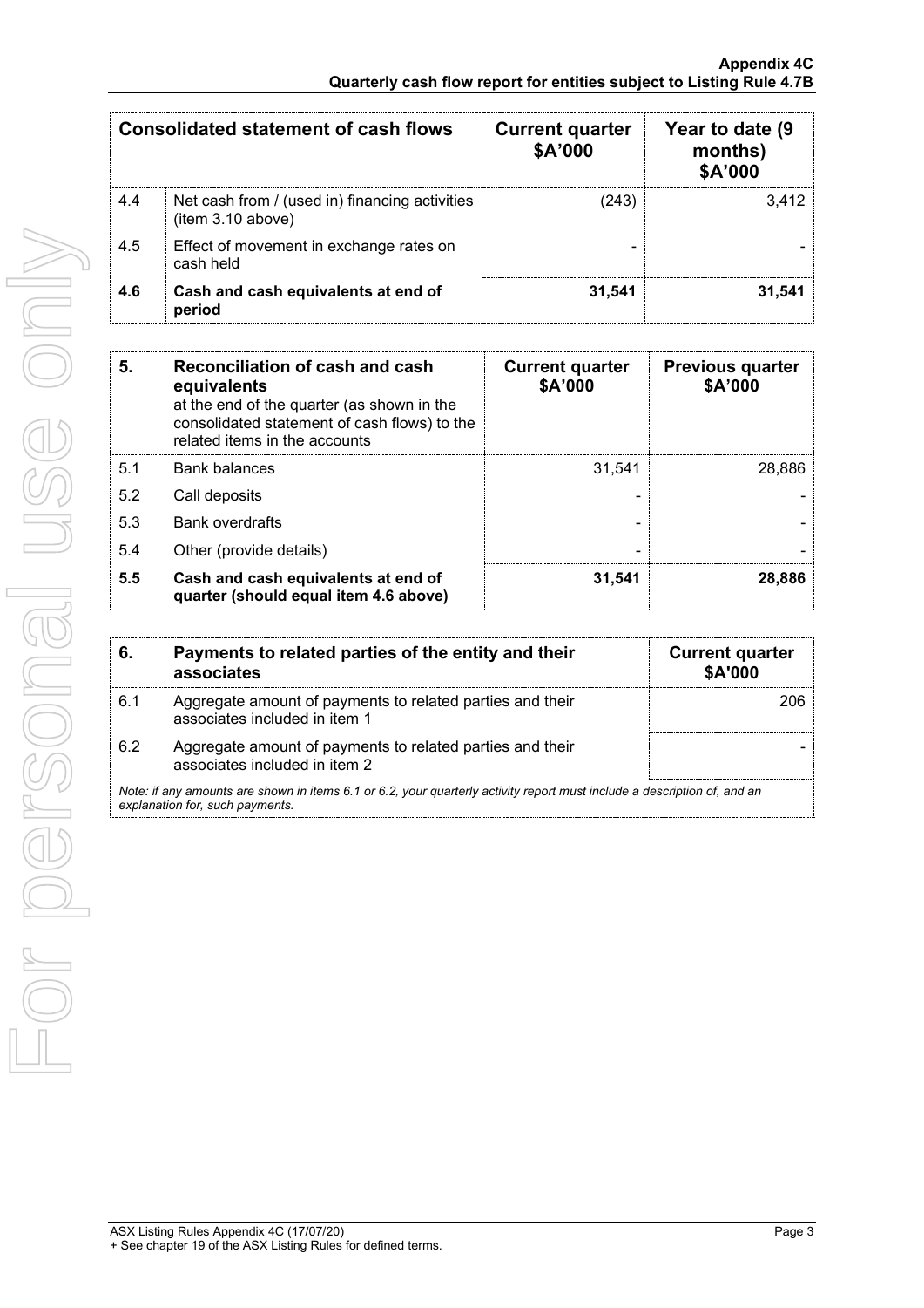| Consolidated statement of cash flows | | Current quarter $A'000 | Year to date (9 months) $A'000 |
|---|---|---|---|
| 4.4 | Net cash from / (used in) financing activities (item 3.10 above) | (243) | 3,412 |
| 4.5 | Effect of movement in exchange rates on cash held | - | - |
| **4.6** | **Cash and cash equivalents at end of period** | **31,541** | **31,541** |

| 5. | **Reconciliation of cash and cash equivalents** at the end of the quarter (as shown in the consolidated statement of cash flows) to the related items in the accounts | Current quarter $A'000 | Previous quarter $A'000 |
|---|---|---|---|
| 5.1 | Bank balances | 31,541 | 28,886 |
| 5.2 | Call deposits | - | - |
| 5.3 | Bank overdrafts | - | - |
| 5.4 | Other (provide details) | - | - |
| **5.5** | **Cash and cash equivalents at end of quarter (should equal item 4.6 above)** | **31,541** | **28,886** |

| 6. | **Payments to related parties of the entity and their associates** | Current quarter $A'000 |
|---|---|---|
| 6.1 | Aggregate amount of payments to related parties and their associates included in item 1 | 206 |
| 6.2 | Aggregate amount of payments to related parties and their associates included in item 2 | - |

*Note: if any amounts are shown in items 6.1 or 6.2, your quarterly activity report must include a description of, and an explanation for, such payments.*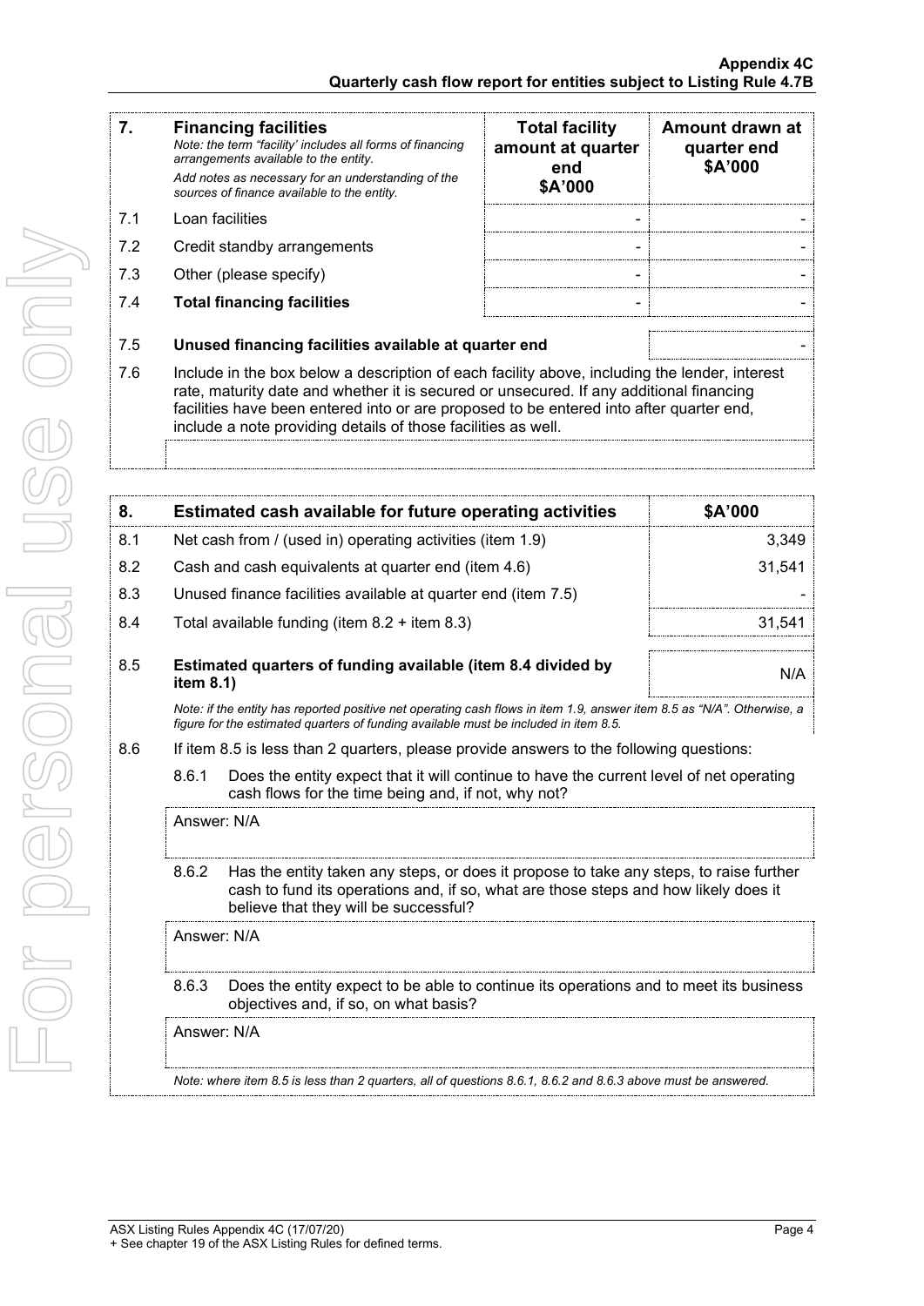| 7. | **Financing facilities** *Note: the term "facility' includes all forms of financing arrangements available to the entity.* *Add notes as necessary for an understanding of the sources of finance available to the entity.* | **Total facility amount at quarter end $A'000** | **Amount drawn at quarter end $A'000** |
|---|---|---|---|
| 7.1 | Loan facilities | - | - |
| 7.2 | Credit standby arrangements | - | - |
| 7.3 | Other (please specify) | - | - |
| 7.4 | **Total financing facilities** | - | - |

| | | |
|---|---|---|
| 7.5 | **Unused financing facilities available at quarter end** | - |

7.6 Include in the box below a description of each facility above, including the lender, interest rate, maturity date and whether it is secured or unsecured. If any additional financing facilities have been entered into or are proposed to be entered into after quarter end, include a note providing details of those facilities as well.

| 8. | **Estimated cash available for future operating activities** | **$A'000** |
|---|---|---|
| 8.1 | Net cash from / (used in) operating activities (item 1.9) | 3,349 |
| 8.2 | Cash and cash equivalents at quarter end (item 4.6) | 31,541 |
| 8.3 | Unused finance facilities available at quarter end (item 7.5) | - |
| 8.4 | Total available funding (item 8.2 + item 8.3) | 31,541 |
| 8.5 | **Estimated quarters of funding available (item 8.4 divided by item 8.1)** | N/A |

*Note: if the entity has reported positive net operating cash flows in item 1.9, answer item 8.5 as "N/A". Otherwise, a figure for the estimated quarters of funding available must be included in item 8.5.*

8.6 If item 8.5 is less than 2 quarters, please provide answers to the following questions:

8.6.1 Does the entity expect that it will continue to have the current level of net operating cash flows for the time being and, if not, why not?

Answer: N/A

8.6.2 Has the entity taken any steps, or does it propose to take any steps, to raise further cash to fund its operations and, if so, what are those steps and how likely does it believe that they will be successful?

Answer: N/A

8.6.3 Does the entity expect to be able to continue its operations and to meet its business objectives and, if so, on what basis?

Answer: N/A

*Note: where item 8.5 is less than 2 quarters, all of questions 8.6.1, 8.6.2 and 8.6.3 above must be answered.*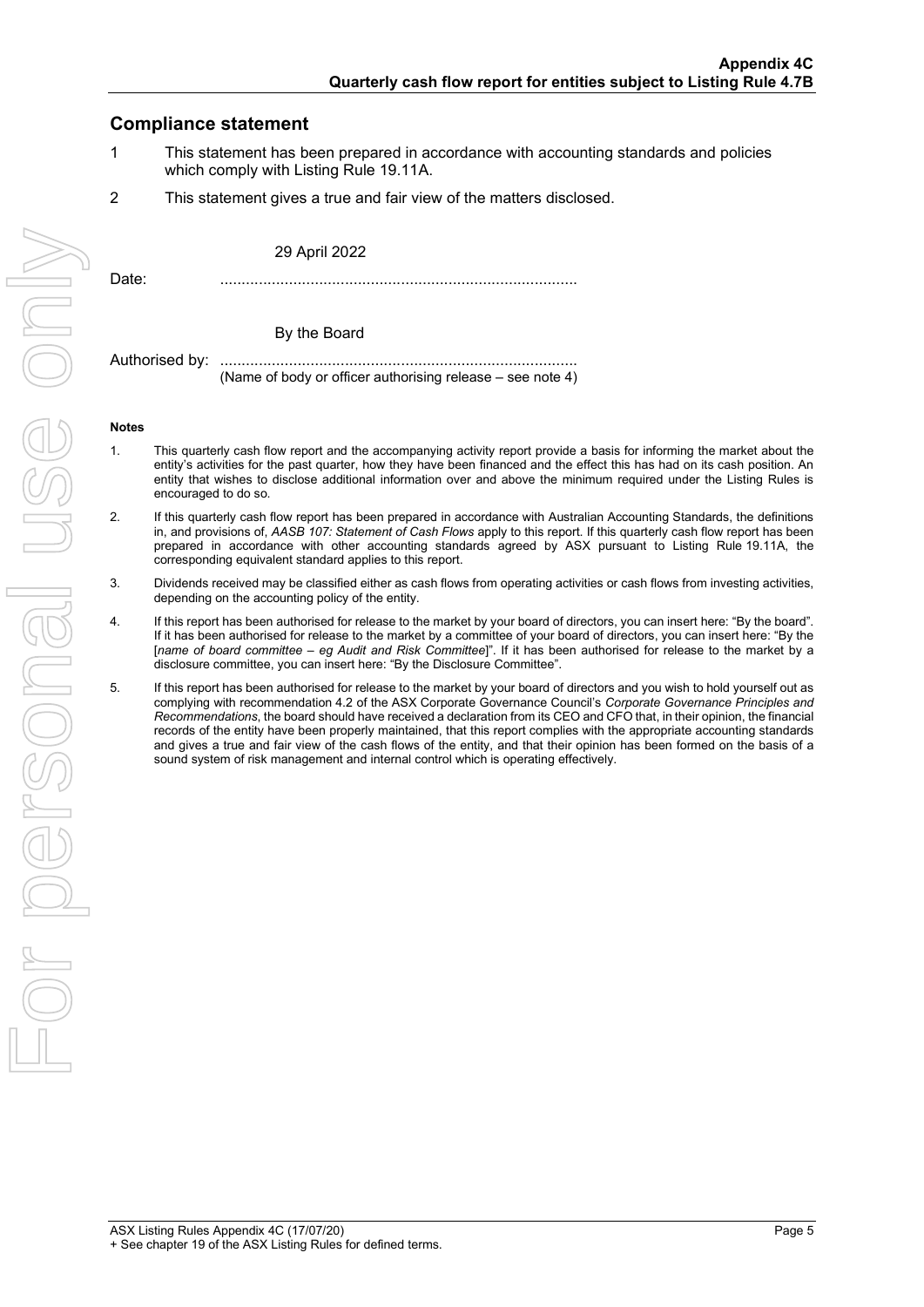## Compliance statement

1. This statement has been prepared in accordance with accounting standards and policies which comply with Listing Rule 19.11A.
2. This statement gives a true and fair view of the matters disclosed.

Date: 29 April 2022

Authorised by: By the Board
(Name of body or officer authorising release – see note 4)

**Notes**

1. This quarterly cash flow report and the accompanying activity report provide a basis for informing the market about the entity's activities for the past quarter, how they have been financed and the effect this has had on its cash position. An entity that wishes to disclose additional information over and above the minimum required under the Listing Rules is encouraged to do so.
2. If this quarterly cash flow report has been prepared in accordance with Australian Accounting Standards, the definitions in, and provisions of, *AASB 107: Statement of Cash Flows* apply to this report. If this quarterly cash flow report has been prepared in accordance with other accounting standards agreed by ASX pursuant to Listing Rule 19.11A, the corresponding equivalent standard applies to this report.
3. Dividends received may be classified either as cash flows from operating activities or cash flows from investing activities, depending on the accounting policy of the entity.
4. If this report has been authorised for release to the market by your board of directors, you can insert here: "By the board". If it has been authorised for release to the market by a committee of your board of directors, you can insert here: "By the [*name of board committee – eg Audit and Risk Committee*]". If it has been authorised for release to the market by a disclosure committee, you can insert here: "By the Disclosure Committee".
5. If this report has been authorised for release to the market by your board of directors and you wish to hold yourself out as complying with recommendation 4.2 of the ASX Corporate Governance Council's *Corporate Governance Principles and Recommendations*, the board should have received a declaration from its CEO and CFO that, in their opinion, the financial records of the entity have been properly maintained, that this report complies with the appropriate accounting standards and gives a true and fair view of the cash flows of the entity, and that their opinion has been formed on the basis of a sound system of risk management and internal control which is operating effectively.